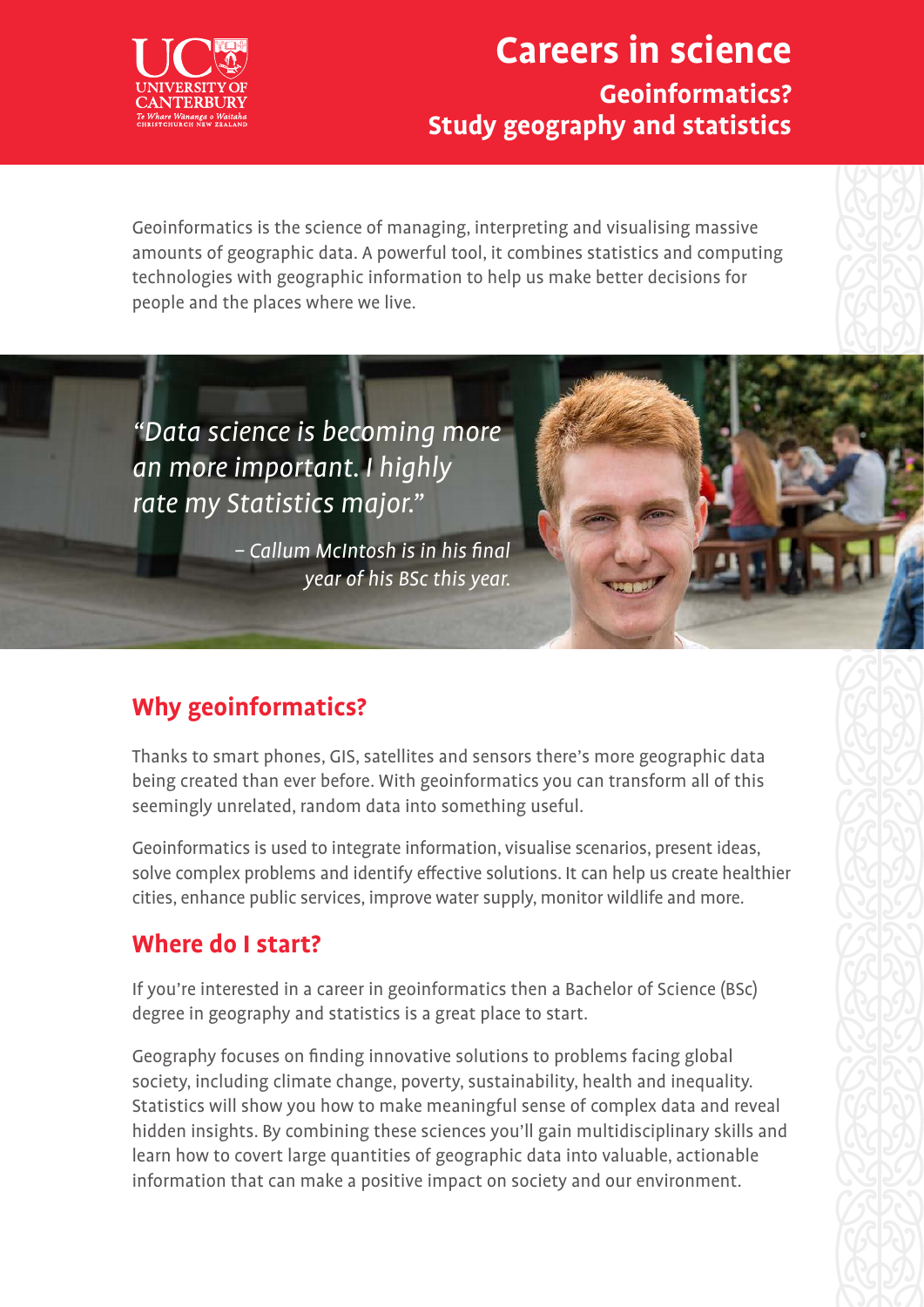# Careers in science

## Geoinformatics? Study geography and statistics

Geoinformatics is the science of managing, interpreting and visualising massive amounts of geographic data. A powerful tool, it combines statistics and computing technologies with geographic information to help us make better decisions for people and the places where we live.

*"Data science is becoming more an more important. I highly rate my Statistics major."*

*– Callum McIntosh is in his final year of his BSc this year.*

## Why geoinformatics?

Thanks to smart phones, GIS, satellites and sensors there's more geographic data being created than ever before. With geoinformatics you can transform all of this seemingly unrelated, random data into something useful.

Geoinformatics is used to integrate information, visualise scenarios, present ideas, solve complex problems and identify effective solutions. It can help us create healthier cities, enhance public services, improve water supply, monitor wildlife and more.

## Where do I start?

If you're interested in a career in geoinformatics then a Bachelor of Science (BSc) degree in geography and statistics is a great place to start.

Geography focuses on finding innovative solutions to problems facing global society, including climate change, poverty, sustainability, health and inequality. Statistics will show you how to make meaningful sense of complex data and reveal hidden insights. By combining these sciences you'll gain multidisciplinary skills and learn how to covert large quantities of geographic data into valuable, actionable information that can make a positive impact on society and our environment.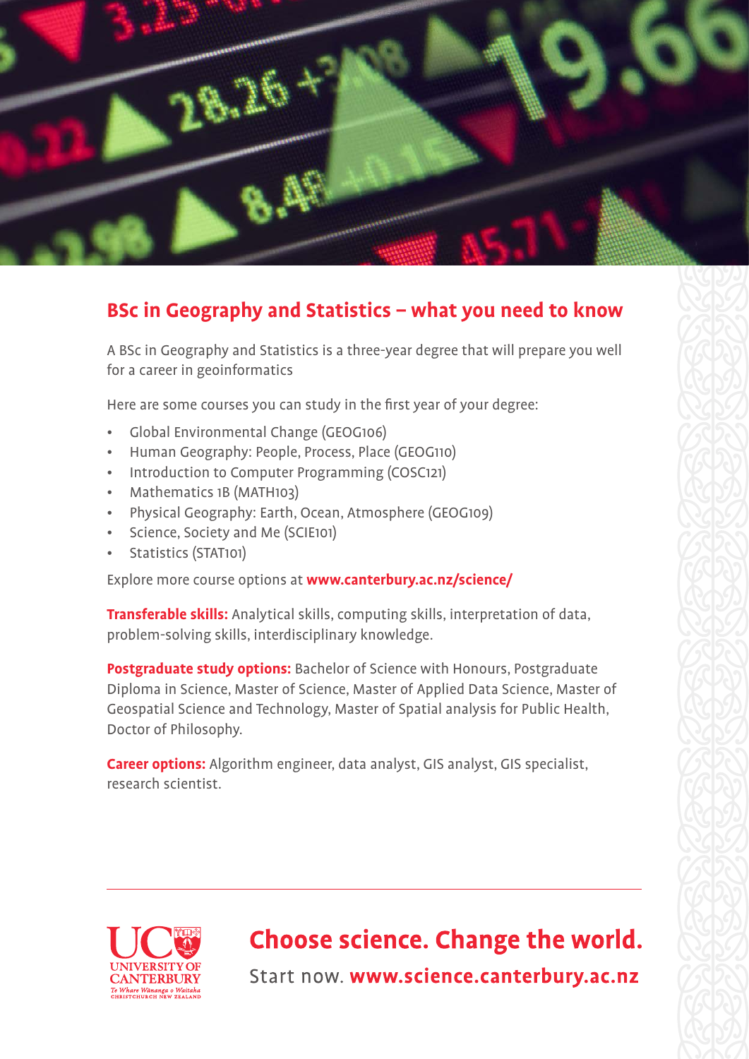## BSc in Geography and Statistics – what you need to know

A BSc in Geography and Statistics is a three-year degree that will prepare you well for a career in geoinformatics

Here are some courses you can study in the first year of your degree:

- Global Environmental Change (GEOG106)
- Human Geography: People, Process, Place (GEOG110)
- Introduction to Computer Programming (COSC121)
- Mathematics 1B (MATH103)
- Physical Geography: Earth, Ocean, Atmosphere (GEOG109)
- Science, Society and Me (SCIE101)
- Statistics (STAT101)

Explore more course options at **www.canterbury.ac.nz/science/**

**Transferable skills:** Analytical skills, computing skills, interpretation of data, problem-solving skills, interdisciplinary knowledge.

**Postgraduate study options:** Bachelor of Science with Honours, Postgraduate Diploma in Science, Master of Science, Master of Applied Data Science, Master of Geospatial Science and Technology, Master of Spatial analysis for Public Health, Doctor of Philosophy.

**Career options:** Algorithm engineer, data analyst, GIS analyst, GIS specialist, research scientist.

---

UNIVERSITY OF CANTERBURY
Te Whare Wānanga o Waitaha
CHRISTCHURCH NEW ZEALAND

**Choose science. Change the world.**

Start now. **www.science.canterbury.ac.nz**